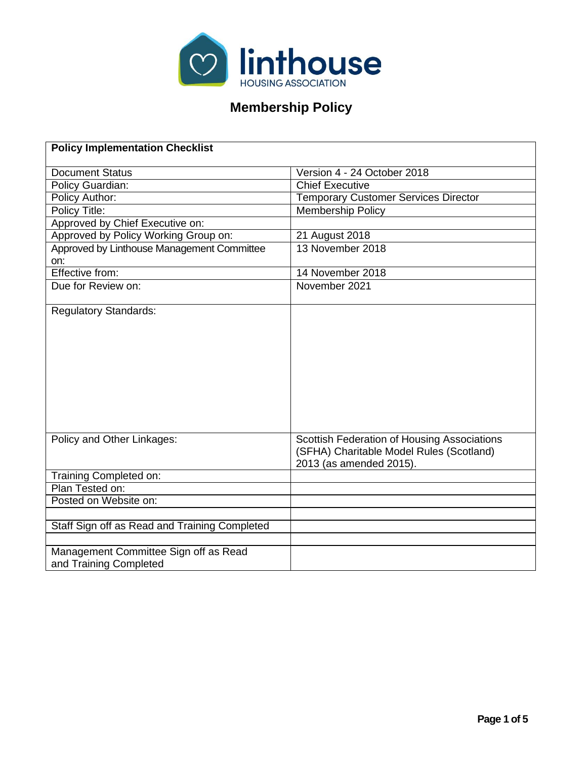linthouse

HOUSING ASSOCIATION

# Membership Policy

| **Policy Implementation Checklist** | |
| --- | --- |
| Document Status | Version 4 - 24 October 2018 |
| Policy Guardian: | Chief Executive |
| Policy Author: | Temporary Customer Services Director |
| Policy Title: | Membership Policy |
| Approved by Chief Executive on: | |
| Approved by Policy Working Group on: | 21 August 2018 |
| Approved by Linthouse Management Committee on: | 13 November 2018 |
| Effective from: | 14 November 2018 |
| Due for Review on: | November 2021 |
| Regulatory Standards: | |
| Policy and Other Linkages: | Scottish Federation of Housing Associations (SFHA) Charitable Model Rules (Scotland) 2013 (as amended 2015). |
| Training Completed on: | |
| Plan Tested on: | |
| Posted on Website on: | |
| | |
| Staff Sign off as Read and Training Completed | |
| | |
| Management Committee Sign off as Read and Training Completed | |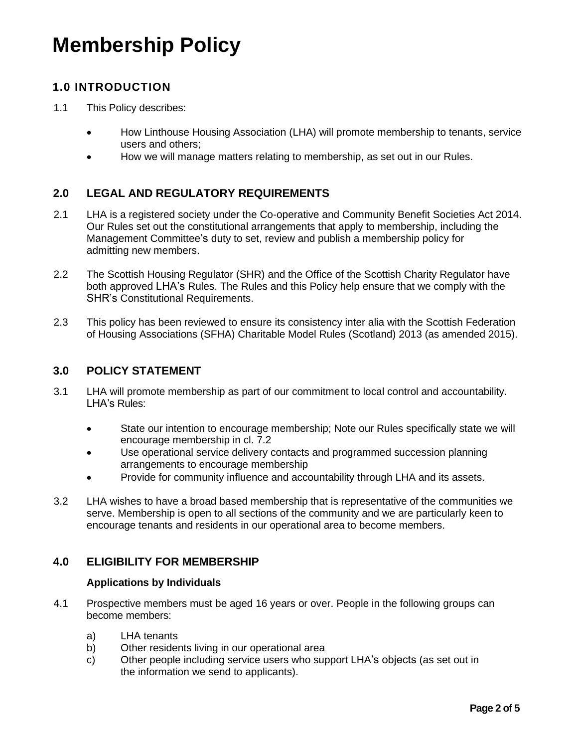# Membership Policy

## 1.0 INTRODUCTION

1.1 This Policy describes:

- How Linthouse Housing Association (LHA) will promote membership to tenants, service users and others;
- How we will manage matters relating to membership, as set out in our Rules.

## 2.0 LEGAL AND REGULATORY REQUIREMENTS

2.1 LHA is a registered society under the Co-operative and Community Benefit Societies Act 2014. Our Rules set out the constitutional arrangements that apply to membership, including the Management Committee's duty to set, review and publish a membership policy for admitting new members.

2.2 The Scottish Housing Regulator (SHR) and the Office of the Scottish Charity Regulator have both approved LHA's Rules. The Rules and this Policy help ensure that we comply with the SHR's Constitutional Requirements.

2.3 This policy has been reviewed to ensure its consistency inter alia with the Scottish Federation of Housing Associations (SFHA) Charitable Model Rules (Scotland) 2013 (as amended 2015).

## 3.0 POLICY STATEMENT

3.1 LHA will promote membership as part of our commitment to local control and accountability. LHA's Rules:

- State our intention to encourage membership; Note our Rules specifically state we will encourage membership in cl. 7.2
- Use operational service delivery contacts and programmed succession planning arrangements to encourage membership
- Provide for community influence and accountability through LHA and its assets.

3.2 LHA wishes to have a broad based membership that is representative of the communities we serve. Membership is open to all sections of the community and we are particularly keen to encourage tenants and residents in our operational area to become members.

## 4.0 ELIGIBILITY FOR MEMBERSHIP

**Applications by Individuals**

4.1 Prospective members must be aged 16 years or over. People in the following groups can become members:

a) LHA tenants
b) Other residents living in our operational area
c) Other people including service users who support LHA's objects (as set out in the information we send to applicants).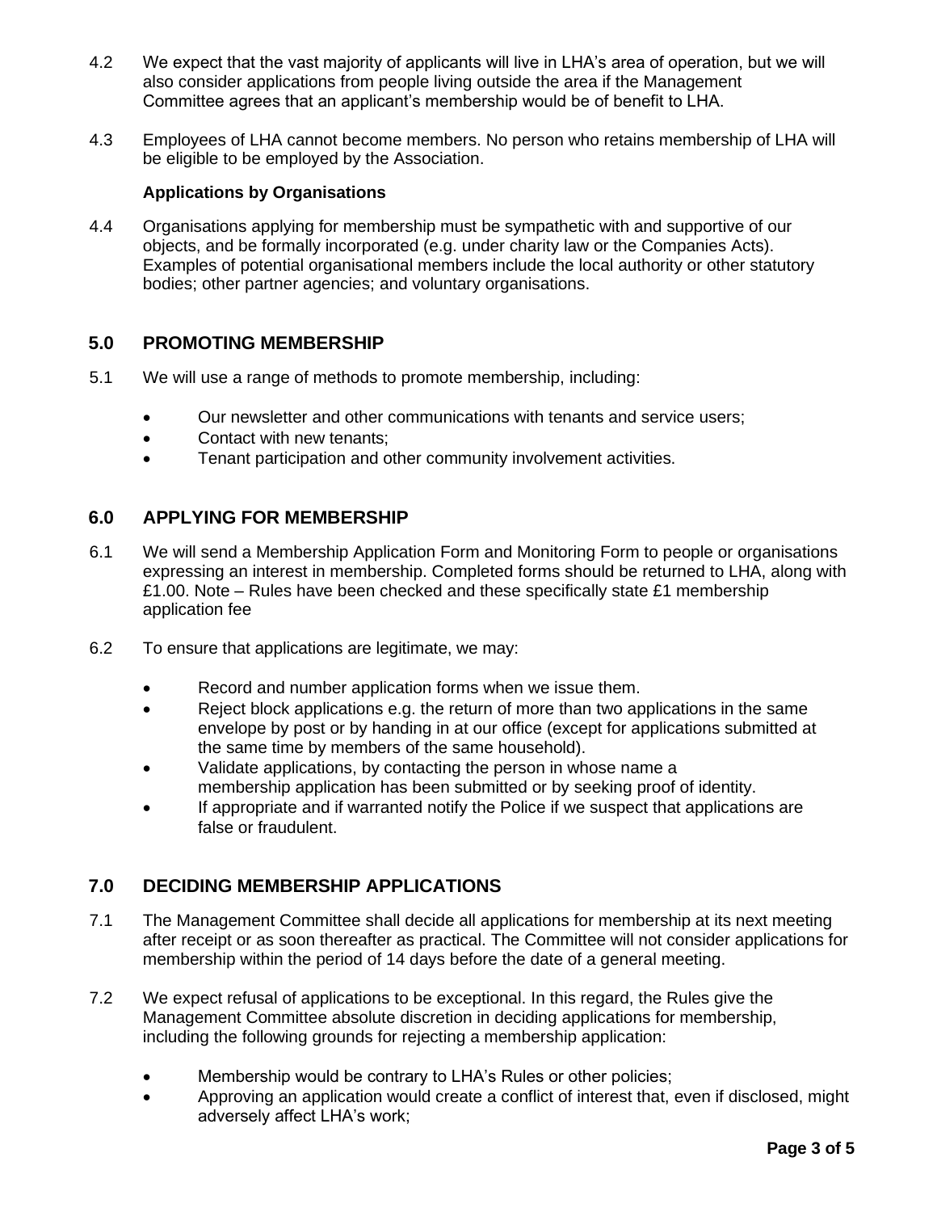4.2 We expect that the vast majority of applicants will live in LHA's area of operation, but we will also consider applications from people living outside the area if the Management Committee agrees that an applicant's membership would be of benefit to LHA.

4.3 Employees of LHA cannot become members. No person who retains membership of LHA will be eligible to be employed by the Association.

**Applications by Organisations**

4.4 Organisations applying for membership must be sympathetic with and supportive of our objects, and be formally incorporated (e.g. under charity law or the Companies Acts). Examples of potential organisational members include the local authority or other statutory bodies; other partner agencies; and voluntary organisations.

## 5.0 PROMOTING MEMBERSHIP

5.1 We will use a range of methods to promote membership, including:

- Our newsletter and other communications with tenants and service users;
- Contact with new tenants;
- Tenant participation and other community involvement activities.

## 6.0 APPLYING FOR MEMBERSHIP

6.1 We will send a Membership Application Form and Monitoring Form to people or organisations expressing an interest in membership. Completed forms should be returned to LHA, along with £1.00. Note – Rules have been checked and these specifically state £1 membership application fee

6.2 To ensure that applications are legitimate, we may:

- Record and number application forms when we issue them.
- Reject block applications e.g. the return of more than two applications in the same envelope by post or by handing in at our office (except for applications submitted at the same time by members of the same household).
- Validate applications, by contacting the person in whose name a membership application has been submitted or by seeking proof of identity.
- If appropriate and if warranted notify the Police if we suspect that applications are false or fraudulent.

## 7.0 DECIDING MEMBERSHIP APPLICATIONS

7.1 The Management Committee shall decide all applications for membership at its next meeting after receipt or as soon thereafter as practical. The Committee will not consider applications for membership within the period of 14 days before the date of a general meeting.

7.2 We expect refusal of applications to be exceptional. In this regard, the Rules give the Management Committee absolute discretion in deciding applications for membership, including the following grounds for rejecting a membership application:

- Membership would be contrary to LHA's Rules or other policies;
- Approving an application would create a conflict of interest that, even if disclosed, might adversely affect LHA's work;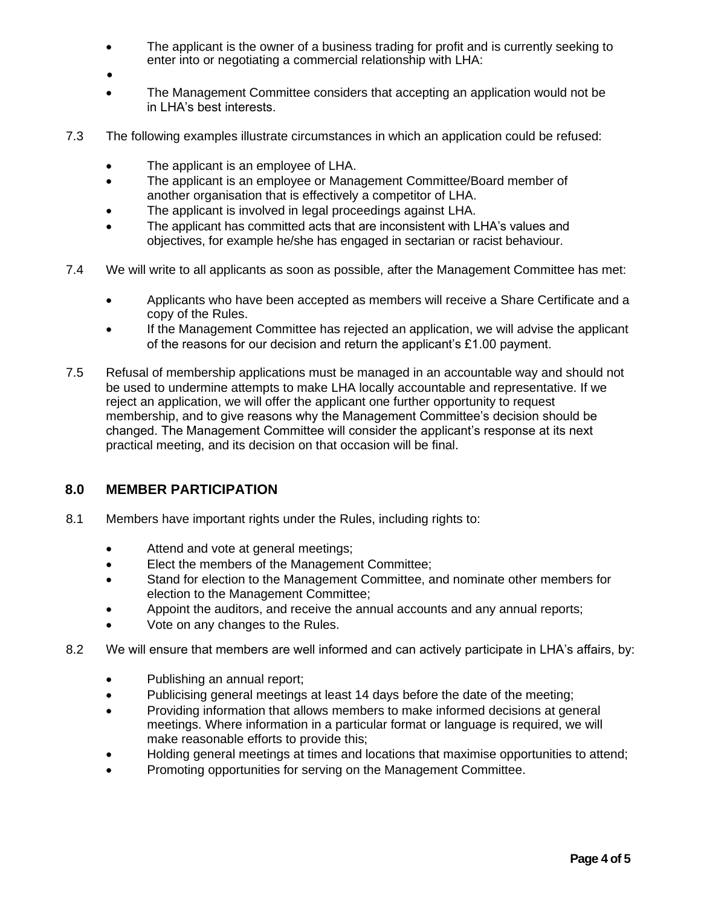- The applicant is the owner of a business trading for profit and is currently seeking to enter into or negotiating a commercial relationship with LHA:
- 
- The Management Committee considers that accepting an application would not be in LHA's best interests.

7.3 The following examples illustrate circumstances in which an application could be refused:

- The applicant is an employee of LHA.
- The applicant is an employee or Management Committee/Board member of another organisation that is effectively a competitor of LHA.
- The applicant is involved in legal proceedings against LHA.
- The applicant has committed acts that are inconsistent with LHA's values and objectives, for example he/she has engaged in sectarian or racist behaviour.

7.4 We will write to all applicants as soon as possible, after the Management Committee has met:

- Applicants who have been accepted as members will receive a Share Certificate and a copy of the Rules.
- If the Management Committee has rejected an application, we will advise the applicant of the reasons for our decision and return the applicant's £1.00 payment.

7.5 Refusal of membership applications must be managed in an accountable way and should not be used to undermine attempts to make LHA locally accountable and representative. If we reject an application, we will offer the applicant one further opportunity to request membership, and to give reasons why the Management Committee's decision should be changed. The Management Committee will consider the applicant's response at its next practical meeting, and its decision on that occasion will be final.

## 8.0 MEMBER PARTICIPATION

8.1 Members have important rights under the Rules, including rights to:

- Attend and vote at general meetings;
- Elect the members of the Management Committee;
- Stand for election to the Management Committee, and nominate other members for election to the Management Committee;
- Appoint the auditors, and receive the annual accounts and any annual reports;
- Vote on any changes to the Rules.

8.2 We will ensure that members are well informed and can actively participate in LHA's affairs, by:

- Publishing an annual report;
- Publicising general meetings at least 14 days before the date of the meeting;
- Providing information that allows members to make informed decisions at general meetings. Where information in a particular format or language is required, we will make reasonable efforts to provide this;
- Holding general meetings at times and locations that maximise opportunities to attend;
- Promoting opportunities for serving on the Management Committee.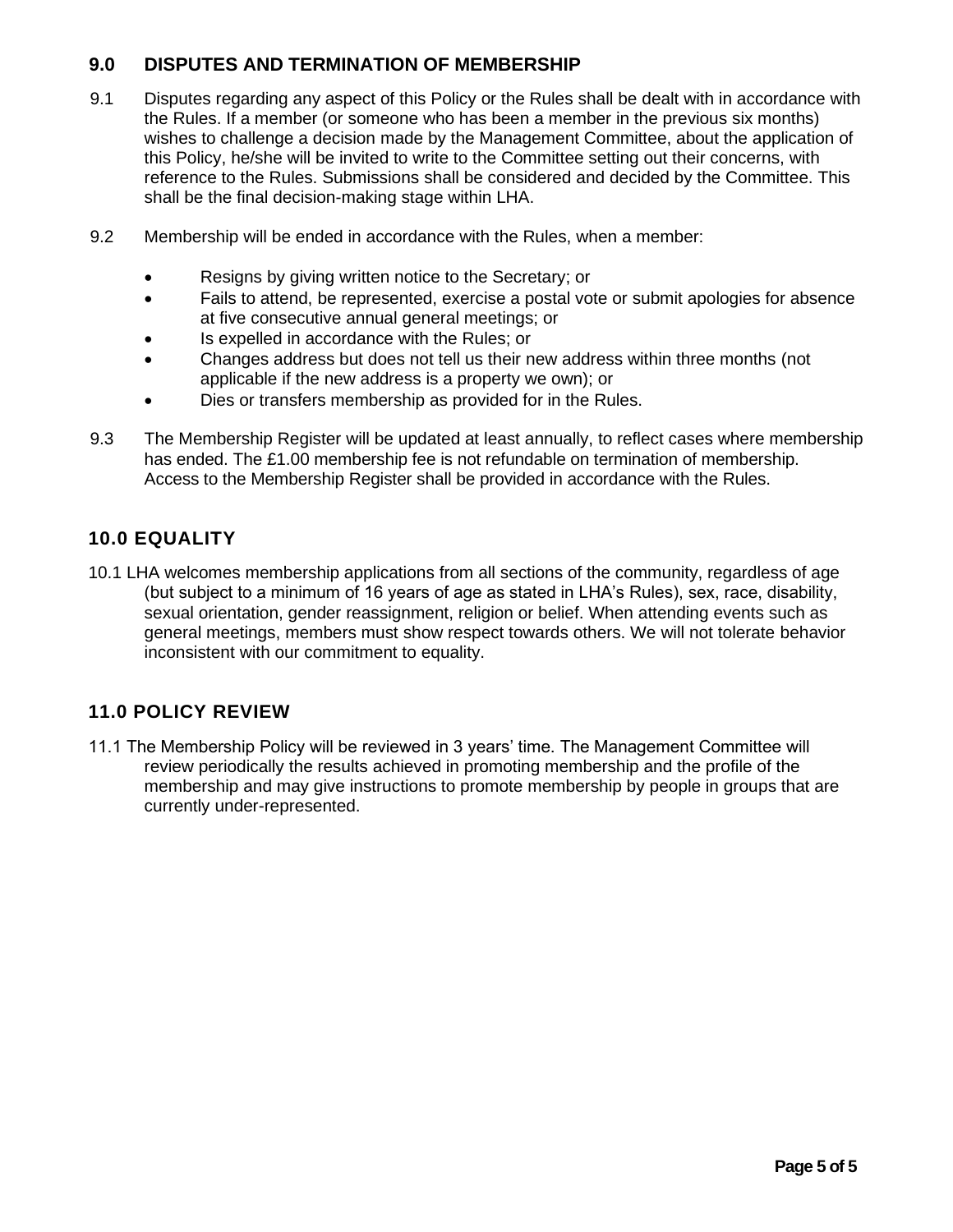## 9.0 DISPUTES AND TERMINATION OF MEMBERSHIP

9.1 Disputes regarding any aspect of this Policy or the Rules shall be dealt with in accordance with the Rules. If a member (or someone who has been a member in the previous six months) wishes to challenge a decision made by the Management Committee, about the application of this Policy, he/she will be invited to write to the Committee setting out their concerns, with reference to the Rules. Submissions shall be considered and decided by the Committee. This shall be the final decision-making stage within LHA.

9.2 Membership will be ended in accordance with the Rules, when a member:

- Resigns by giving written notice to the Secretary; or
- Fails to attend, be represented, exercise a postal vote or submit apologies for absence at five consecutive annual general meetings; or
- Is expelled in accordance with the Rules; or
- Changes address but does not tell us their new address within three months (not applicable if the new address is a property we own); or
- Dies or transfers membership as provided for in the Rules.

9.3 The Membership Register will be updated at least annually, to reflect cases where membership has ended. The £1.00 membership fee is not refundable on termination of membership. Access to the Membership Register shall be provided in accordance with the Rules.

## 10.0 EQUALITY

10.1 LHA welcomes membership applications from all sections of the community, regardless of age (but subject to a minimum of 16 years of age as stated in LHA's Rules), sex, race, disability, sexual orientation, gender reassignment, religion or belief. When attending events such as general meetings, members must show respect towards others. We will not tolerate behavior inconsistent with our commitment to equality.

## 11.0 POLICY REVIEW

11.1 The Membership Policy will be reviewed in 3 years' time. The Management Committee will review periodically the results achieved in promoting membership and the profile of the membership and may give instructions to promote membership by people in groups that are currently under-represented.